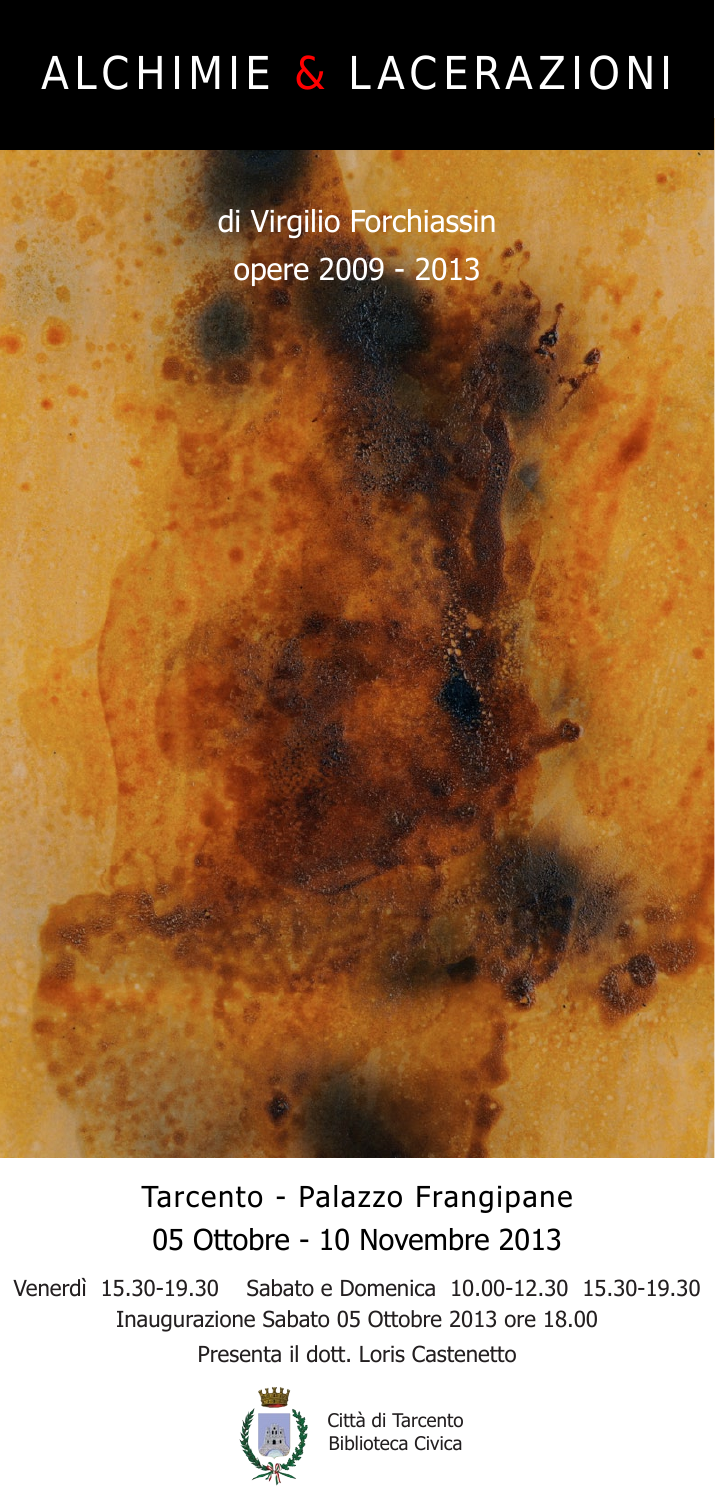# ALCHIMIE & LACERAZIONI

di Virgilio Forchiassin
opere 2009 - 2013

## Tarcento - Palazzo Frangipane
## 05 Ottobre - 10 Novembre 2013

Venerdì 15.30-19.30 Sabato e Domenica 10.00-12.30 15.30-19.30
Inaugurazione Sabato 05 Ottobre 2013 ore 18.00
Presenta il dott. Loris Castenetto

Città di Tarcento
Biblioteca Civica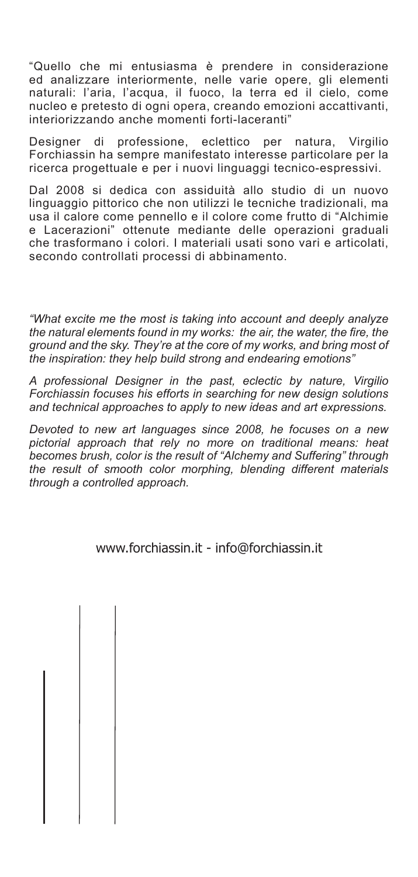"Quello che mi entusiasma è prendere in considerazione ed analizzare interiormente, nelle varie opere, gli elementi naturali: l'aria, l'acqua, il fuoco, la terra ed il cielo, come nucleo e pretesto di ogni opera, creando emozioni accattivanti, interiorizzando anche momenti forti-laceranti"

Designer di professione, eclettico per natura, Virgilio Forchiassin ha sempre manifestato interesse particolare per la ricerca progettuale e per i nuovi linguaggi tecnico-espressivi.

Dal 2008 si dedica con assiduità allo studio di un nuovo linguaggio pittorico che non utilizzi le tecniche tradizionali, ma usa il calore come pennello e il colore come frutto di "Alchimie e Lacerazioni" ottenute mediante delle operazioni graduali che trasformano i colori. I materiali usati sono vari e articolati, secondo controllati processi di abbinamento.

*"What excite me the most is taking into account and deeply analyze the natural elements found in my works: the air, the water, the fire, the ground and the sky. They're at the core of my works, and bring most of the inspiration: they help build strong and endearing emotions"*

*A professional Designer in the past, eclectic by nature, Virgilio Forchiassin focuses his efforts in searching for new design solutions and technical approaches to apply to new ideas and art expressions.*

*Devoted to new art languages since 2008, he focuses on a new pictorial approach that rely no more on traditional means: heat becomes brush, color is the result of "Alchemy and Suffering" through the result of smooth color morphing, blending different materials through a controlled approach.*

www.forchiassin.it - info@forchiassin.it